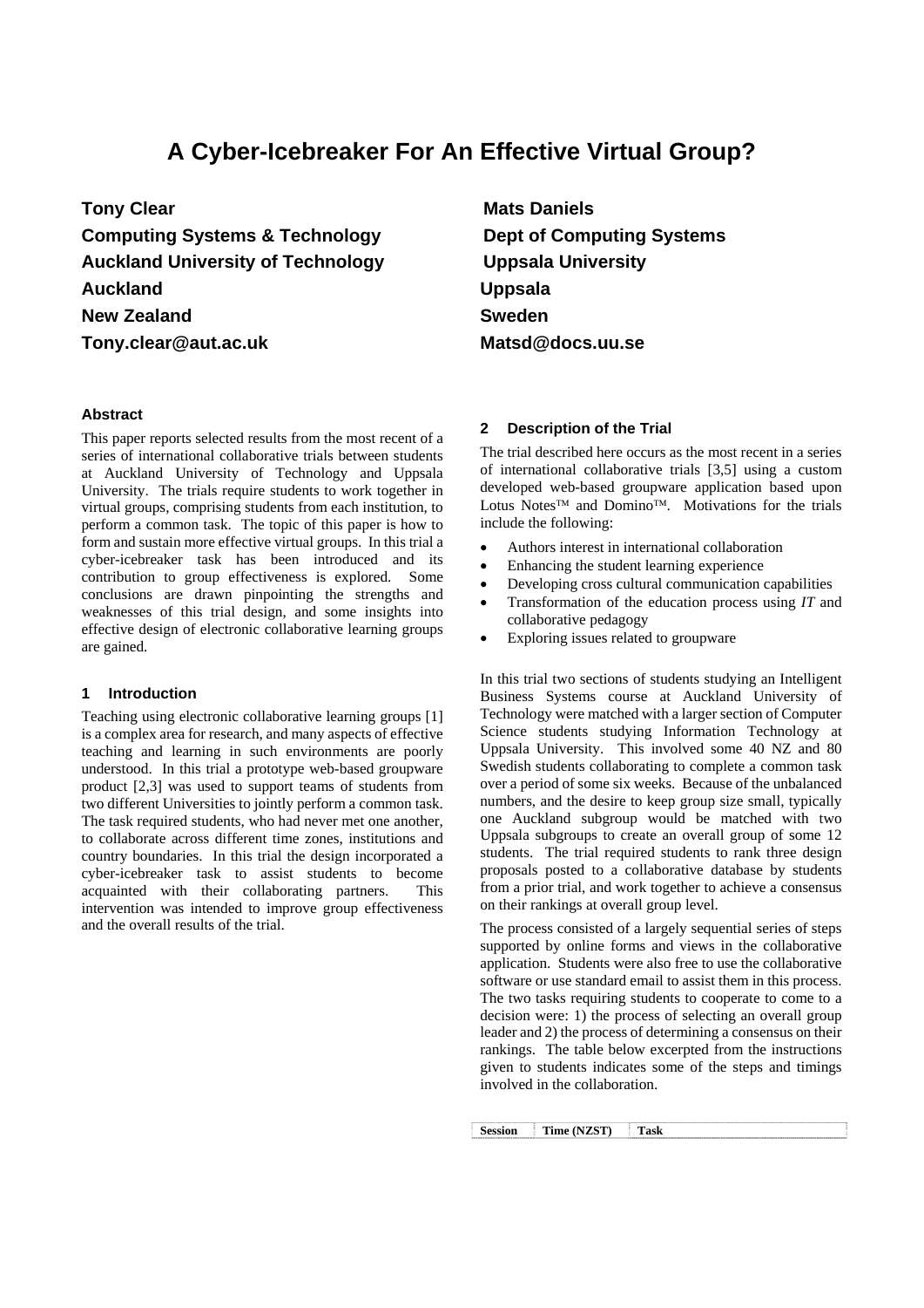# A Cyber-Icebreaker For An Effective Virtual Group?

**Tony Clear**
**Computing Systems & Technology**
**Auckland University of Technology**
**Auckland**
**New Zealand**
**Tony.clear@aut.ac.uk**

**Mats Daniels**
**Dept of Computing Systems**
**Uppsala University**
**Uppsala**
**Sweden**
**Matsd@docs.uu.se**

### Abstract

This paper reports selected results from the most recent of a series of international collaborative trials between students at Auckland University of Technology and Uppsala University. The trials require students to work together in virtual groups, comprising students from each institution, to perform a common task. The topic of this paper is how to form and sustain more effective virtual groups. In this trial a cyber-icebreaker task has been introduced and its contribution to group effectiveness is explored. Some conclusions are drawn pinpointing the strengths and weaknesses of this trial design, and some insights into effective design of electronic collaborative learning groups are gained.

### 1 Introduction

Teaching using electronic collaborative learning groups [1] is a complex area for research, and many aspects of effective teaching and learning in such environments are poorly understood. In this trial a prototype web-based groupware product [2,3] was used to support teams of students from two different Universities to jointly perform a common task. The task required students, who had never met one another, to collaborate across different time zones, institutions and country boundaries. In this trial the design incorporated a cyber-icebreaker task to assist students to become acquainted with their collaborating partners. This intervention was intended to improve group effectiveness and the overall results of the trial.

### 2 Description of the Trial

The trial described here occurs as the most recent in a series of international collaborative trials [3,5] using a custom developed web-based groupware application based upon Lotus Notes™ and Domino™. Motivations for the trials include the following:

- Authors interest in international collaboration
- Enhancing the student learning experience
- Developing cross cultural communication capabilities
- Transformation of the education process using *IT* and collaborative pedagogy
- Exploring issues related to groupware

In this trial two sections of students studying an Intelligent Business Systems course at Auckland University of Technology were matched with a larger section of Computer Science students studying Information Technology at Uppsala University. This involved some 40 NZ and 80 Swedish students collaborating to complete a common task over a period of some six weeks. Because of the unbalanced numbers, and the desire to keep group size small, typically one Auckland subgroup would be matched with two Uppsala subgroups to create an overall group of some 12 students. The trial required students to rank three design proposals posted to a collaborative database by students from a prior trial, and work together to achieve a consensus on their rankings at overall group level.

The process consisted of a largely sequential series of steps supported by online forms and views in the collaborative application. Students were also free to use the collaborative software or use standard email to assist them in this process. The two tasks requiring students to cooperate to come to a decision were: 1) the process of selecting an overall group leader and 2) the process of determining a consensus on their rankings. The table below excerpted from the instructions given to students indicates some of the steps and timings involved in the collaboration.

| Session | Time (NZST) | Task |
|---|---|---|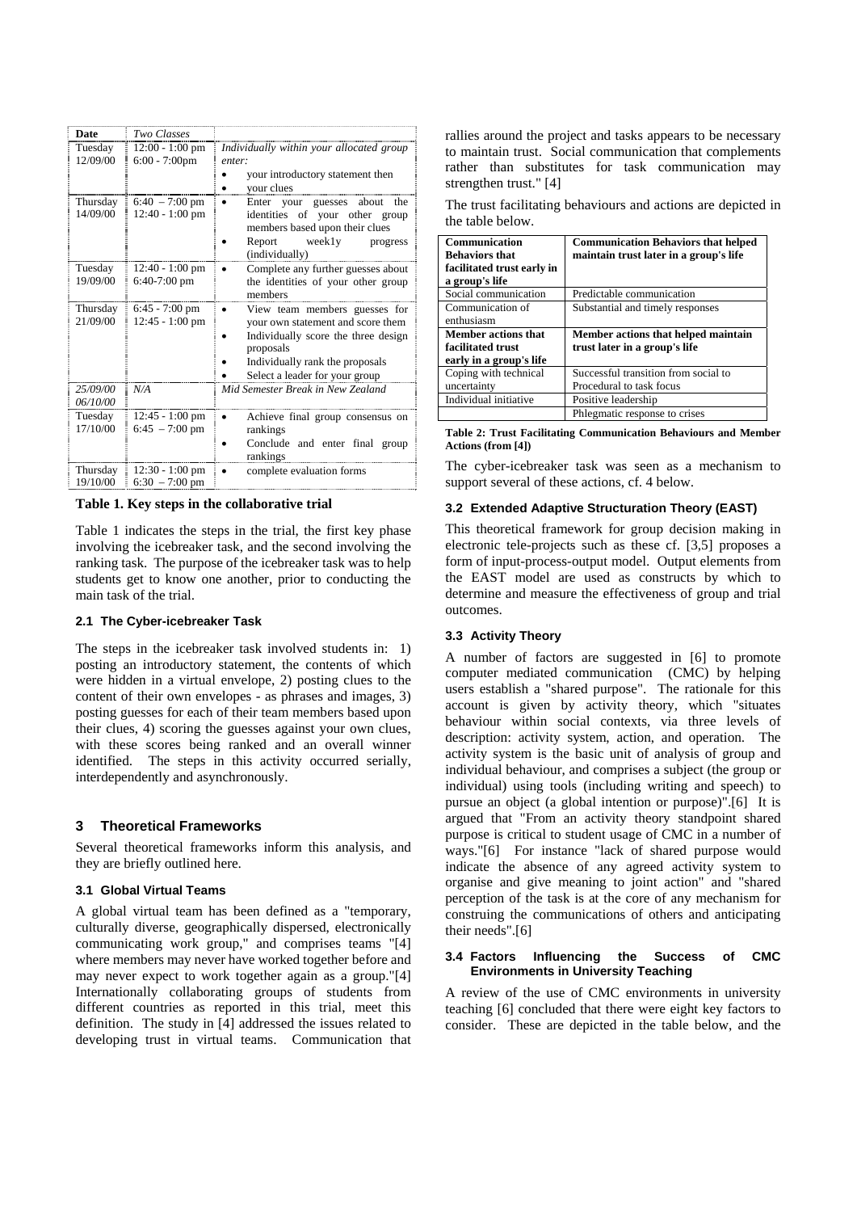| Date | *Two Classes* | |
|---|---|---|
| Tuesday 12/09/00 | 12:00 - 1:00 pm 6:00 - 7:00pm | *Individually within your allocated group enter:* • your introductory statement then • your clues |
| Thursday 14/09/00 | 6:40 – 7:00 pm 12:40 - 1:00 pm | • Enter your guesses about the identities of your other group members based upon their clues • Report week1y progress (individually) |
| Tuesday 19/09/00 | 12:40 - 1:00 pm 6:40-7:00 pm | • Complete any further guesses about the identities of your other group members |
| Thursday 21/09/00 | 6:45 - 7:00 pm 12:45 - 1:00 pm | • View team members guesses for your own statement and score them • Individually score the three design proposals • Individually rank the proposals • Select a leader for your group |
| *25/09/00 06/10/00* | *N/A* | *Mid Semester Break in New Zealand* |
| Tuesday 17/10/00 | 12:45 - 1:00 pm 6:45 – 7:00 pm | • Achieve final group consensus on rankings • Conclude and enter final group rankings |
| Thursday 19/10/00 | 12:30 - 1:00 pm 6:30 – 7:00 pm | • complete evaluation forms |

**Table 1. Key steps in the collaborative trial**

Table 1 indicates the steps in the trial, the first key phase involving the icebreaker task, and the second involving the ranking task. The purpose of the icebreaker task was to help students get to know one another, prior to conducting the main task of the trial.

### 2.1 The Cyber-icebreaker Task

The steps in the icebreaker task involved students in: 1) posting an introductory statement, the contents of which were hidden in a virtual envelope, 2) posting clues to the content of their own envelopes - as phrases and images, 3) posting guesses for each of their team members based upon their clues, 4) scoring the guesses against your own clues, with these scores being ranked and an overall winner identified. The steps in this activity occurred serially, interdependently and asynchronously.

## 3 Theoretical Frameworks

Several theoretical frameworks inform this analysis, and they are briefly outlined here.

### 3.1 Global Virtual Teams

A global virtual team has been defined as a "temporary, culturally diverse, geographically dispersed, electronically communicating work group," and comprises teams "[4] where members may never have worked together before and may never expect to work together again as a group."[4] Internationally collaborating groups of students from different countries as reported in this trial, meet this definition. The study in [4] addressed the issues related to developing trust in virtual teams. Communication that rallies around the project and tasks appears to be necessary to maintain trust. Social communication that complements rather than substitutes for task communication may strengthen trust." [4]

The trust facilitating behaviours and actions are depicted in the table below.

| **Communication Behaviors that facilitated trust early in a group's life** | **Communication Behaviors that helped maintain trust later in a group's life** |
|---|---|
| Social communication | Predictable communication |
| Communication of enthusiasm | Substantial and timely responses |
| **Member actions that facilitated trust early in a group's life** | **Member actions that helped maintain trust later in a group's life** |
| Coping with technical uncertainty | Successful transition from social to Procedural to task focus |
| Individual initiative | Positive leadership |
| | Phlegmatic response to crises |

**Table 2: Trust Facilitating Communication Behaviours and Member Actions (from [4])**

The cyber-icebreaker task was seen as a mechanism to support several of these actions, cf. 4 below.

### 3.2 Extended Adaptive Structuration Theory (EAST)

This theoretical framework for group decision making in electronic tele-projects such as these cf. [3,5] proposes a form of input-process-output model. Output elements from the EAST model are used as constructs by which to determine and measure the effectiveness of group and trial outcomes.

### 3.3 Activity Theory

A number of factors are suggested in [6] to promote computer mediated communication (CMC) by helping users establish a "shared purpose". The rationale for this account is given by activity theory, which "situates behaviour within social contexts, via three levels of description: activity system, action, and operation. The activity system is the basic unit of analysis of group and individual behaviour, and comprises a subject (the group or individual) using tools (including writing and speech) to pursue an object (a global intention or purpose)".[6] It is argued that "From an activity theory standpoint shared purpose is critical to student usage of CMC in a number of ways."[6] For instance "lack of shared purpose would indicate the absence of any agreed activity system to organise and give meaning to joint action" and "shared perception of the task is at the core of any mechanism for construing the communications of others and anticipating their needs".[6]

### 3.4 Factors Influencing the Success of CMC Environments in University Teaching

A review of the use of CMC environments in university teaching [6] concluded that there were eight key factors to consider. These are depicted in the table below, and the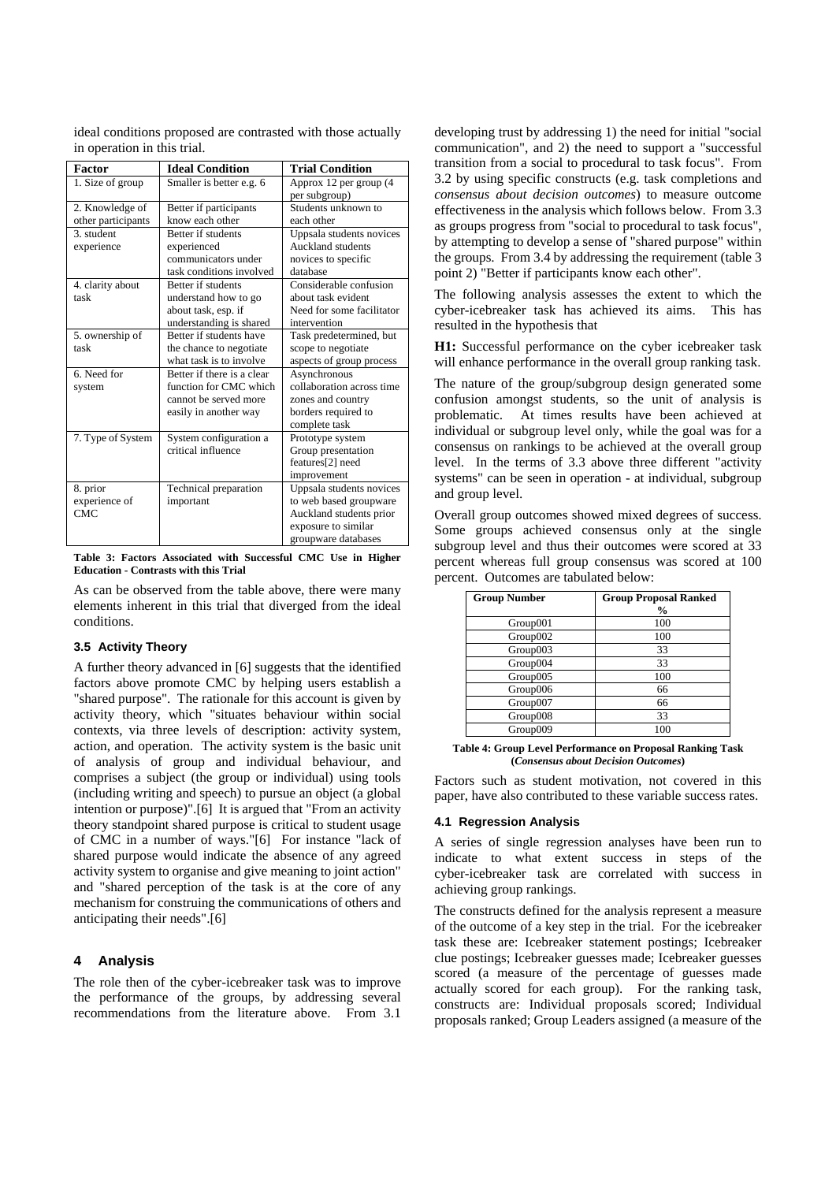ideal conditions proposed are contrasted with those actually in operation in this trial.

| Factor | Ideal Condition | Trial Condition |
|---|---|---|
| 1. Size of group | Smaller is better e.g. 6 | Approx 12 per group (4 per subgroup) |
| 2. Knowledge of other participants | Better if participants know each other | Students unknown to each other |
| 3. student experience | Better if students experienced communicators under task conditions involved | Uppsala students novices Auckland students novices to specific database |
| 4. clarity about task | Better if students understand how to go about task, esp. if understanding is shared | Considerable confusion about task evident Need for some facilitator intervention |
| 5. ownership of task | Better if students have the chance to negotiate what task is to involve | Task predetermined, but scope to negotiate aspects of group process |
| 6. Need for system | Better if there is a clear function for CMC which cannot be served more easily in another way | Asynchronous collaboration across time zones and country borders required to complete task |
| 7. Type of System | System configuration a critical influence | Prototype system Group presentation features[2] need improvement |
| 8. prior experience of CMC | Technical preparation important | Uppsala students novices to web based groupware Auckland students prior exposure to similar groupware databases |

**Table 3: Factors Associated with Successful CMC Use in Higher Education - Contrasts with this Trial**

As can be observed from the table above, there were many elements inherent in this trial that diverged from the ideal conditions.

### 3.5 Activity Theory

A further theory advanced in [6] suggests that the identified factors above promote CMC by helping users establish a "shared purpose". The rationale for this account is given by activity theory, which "situates behaviour within social contexts, via three levels of description: activity system, action, and operation. The activity system is the basic unit of analysis of group and individual behaviour, and comprises a subject (the group or individual) using tools (including writing and speech) to pursue an object (a global intention or purpose)".[6] It is argued that "From an activity theory standpoint shared purpose is critical to student usage of CMC in a number of ways."[6] For instance "lack of shared purpose would indicate the absence of any agreed activity system to organise and give meaning to joint action" and "shared perception of the task is at the core of any mechanism for construing the communications of others and anticipating their needs".[6]

## 4 Analysis

The role then of the cyber-icebreaker task was to improve the performance of the groups, by addressing several recommendations from the literature above. From 3.1 developing trust by addressing 1) the need for initial "social communication", and 2) the need to support a "successful transition from a social to procedural to task focus". From 3.2 by using specific constructs (e.g. task completions and *consensus about decision outcomes*) to measure outcome effectiveness in the analysis which follows below. From 3.3 as groups progress from "social to procedural to task focus", by attempting to develop a sense of "shared purpose" within the groups. From 3.4 by addressing the requirement (table 3 point 2) "Better if participants know each other".

The following analysis assesses the extent to which the cyber-icebreaker task has achieved its aims. This has resulted in the hypothesis that

**H1:** Successful performance on the cyber icebreaker task will enhance performance in the overall group ranking task.

The nature of the group/subgroup design generated some confusion amongst students, so the unit of analysis is problematic. At times results have been achieved at individual or subgroup level only, while the goal was for a consensus on rankings to be achieved at the overall group level. In the terms of 3.3 above three different "activity systems" can be seen in operation - at individual, subgroup and group level.

Overall group outcomes showed mixed degrees of success. Some groups achieved consensus only at the single subgroup level and thus their outcomes were scored at 33 percent whereas full group consensus was scored at 100 percent. Outcomes are tabulated below:

| Group Number | Group Proposal Ranked % |
|---|---|
| Group001 | 100 |
| Group002 | 100 |
| Group003 | 33 |
| Group004 | 33 |
| Group005 | 100 |
| Group006 | 66 |
| Group007 | 66 |
| Group008 | 33 |
| Group009 | 100 |

**Table 4: Group Level Performance on Proposal Ranking Task (*Consensus about Decision Outcomes*)**

Factors such as student motivation, not covered in this paper, have also contributed to these variable success rates.

### 4.1 Regression Analysis

A series of single regression analyses have been run to indicate to what extent success in steps of the cyber-icebreaker task are correlated with success in achieving group rankings.

The constructs defined for the analysis represent a measure of the outcome of a key step in the trial. For the icebreaker task these are: Icebreaker statement postings; Icebreaker clue postings; Icebreaker guesses made; Icebreaker guesses scored (a measure of the percentage of guesses made actually scored for each group). For the ranking task, constructs are: Individual proposals scored; Individual proposals ranked; Group Leaders assigned (a measure of the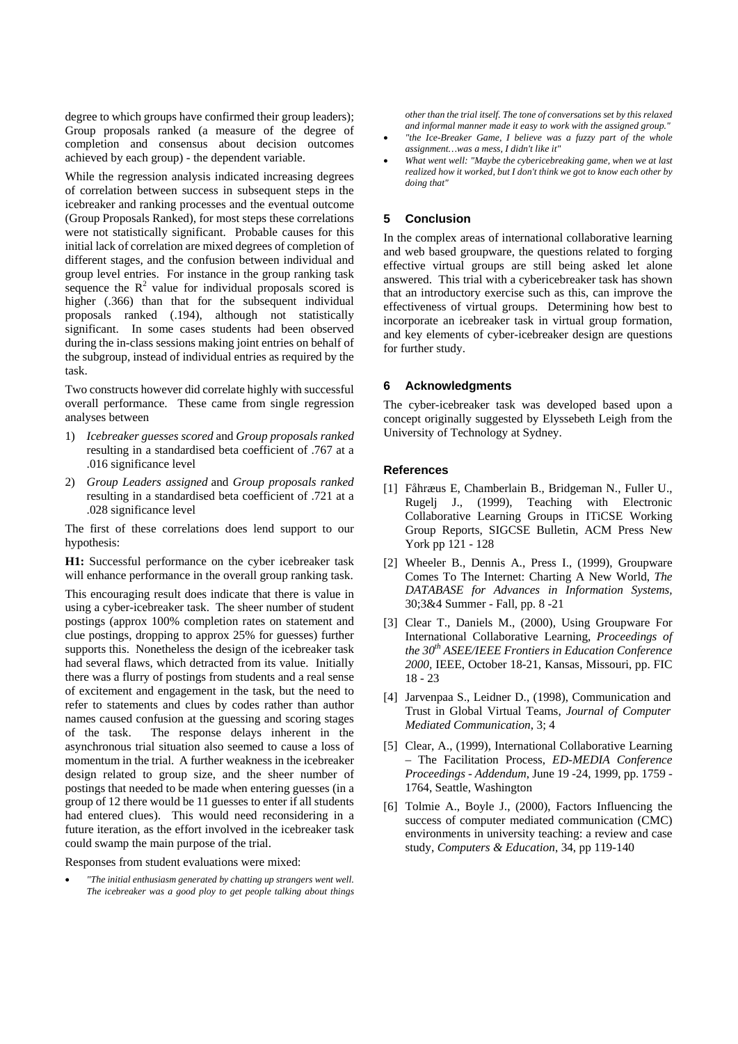degree to which groups have confirmed their group leaders); Group proposals ranked (a measure of the degree of completion and consensus about decision outcomes achieved by each group) - the dependent variable.

While the regression analysis indicated increasing degrees of correlation between success in subsequent steps in the icebreaker and ranking processes and the eventual outcome (Group Proposals Ranked), for most steps these correlations were not statistically significant. Probable causes for this initial lack of correlation are mixed degrees of completion of different stages, and the confusion between individual and group level entries. For instance in the group ranking task sequence the $R^2$ value for individual proposals scored is higher (.366) than that for the subsequent individual proposals ranked (.194), although not statistically significant. In some cases students had been observed during the in-class sessions making joint entries on behalf of the subgroup, instead of individual entries as required by the task.

Two constructs however did correlate highly with successful overall performance. These came from single regression analyses between

1) *Icebreaker guesses scored* and *Group proposals ranked* resulting in a standardised beta coefficient of .767 at a .016 significance level
2) *Group Leaders assigned* and *Group proposals ranked* resulting in a standardised beta coefficient of .721 at a .028 significance level

The first of these correlations does lend support to our hypothesis:

**H1:** Successful performance on the cyber icebreaker task will enhance performance in the overall group ranking task.

This encouraging result does indicate that there is value in using a cyber-icebreaker task. The sheer number of student postings (approx 100% completion rates on statement and clue postings, dropping to approx 25% for guesses) further supports this. Nonetheless the design of the icebreaker task had several flaws, which detracted from its value. Initially there was a flurry of postings from students and a real sense of excitement and engagement in the task, but the need to refer to statements and clues by codes rather than author names caused confusion at the guessing and scoring stages of the task. The response delays inherent in the asynchronous trial situation also seemed to cause a loss of momentum in the trial. A further weakness in the icebreaker design related to group size, and the sheer number of postings that needed to be made when entering guesses (in a group of 12 there would be 11 guesses to enter if all students had entered clues). This would need reconsidering in a future iteration, as the effort involved in the icebreaker task could swamp the main purpose of the trial.

Responses from student evaluations were mixed:

- *"The initial enthusiasm generated by chatting up strangers went well. The icebreaker was a good ploy to get people talking about things other than the trial itself. The tone of conversations set by this relaxed and informal manner made it easy to work with the assigned group."*
- *"the Ice-Breaker Game, I believe was a fuzzy part of the whole assignment…was a mess, I didn't like it"*
- *What went well: "Maybe the cybericebreaking game, when we at last realized how it worked, but I don't think we got to know each other by doing that"*

## 5 Conclusion

In the complex areas of international collaborative learning and web based groupware, the questions related to forging effective virtual groups are still being asked let alone answered. This trial with a cybericebreaker task has shown that an introductory exercise such as this, can improve the effectiveness of virtual groups. Determining how best to incorporate an icebreaker task in virtual group formation, and key elements of cyber-icebreaker design are questions for further study.

## 6 Acknowledgments

The cyber-icebreaker task was developed based upon a concept originally suggested by Elyssebeth Leigh from the University of Technology at Sydney.

## References

[1] Fåhræus E, Chamberlain B., Bridgeman N., Fuller U., Rugelj J., (1999), Teaching with Electronic Collaborative Learning Groups in ITiCSE Working Group Reports, SIGCSE Bulletin, ACM Press New York pp 121 - 128

[2] Wheeler B., Dennis A., Press I., (1999), Groupware Comes To The Internet: Charting A New World, *The DATABASE for Advances in Information Systems*, 30;3&4 Summer - Fall, pp. 8 -21

[3] Clear T., Daniels M., (2000), Using Groupware For International Collaborative Learning, *Proceedings of the 30th ASEE/IEEE Frontiers in Education Conference 2000*, IEEE, October 18-21, Kansas, Missouri, pp. FIC 18 - 23

[4] Jarvenpaa S., Leidner D., (1998), Communication and Trust in Global Virtual Teams, *Journal of Computer Mediated Communication*, 3; 4

[5] Clear, A., (1999), International Collaborative Learning – The Facilitation Process, *ED-MEDIA Conference Proceedings - Addendum*, June 19 -24, 1999, pp. 1759 - 1764, Seattle, Washington

[6] Tolmie A., Boyle J., (2000), Factors Influencing the success of computer mediated communication (CMC) environments in university teaching: a review and case study, *Computers & Education*, 34, pp 119-140